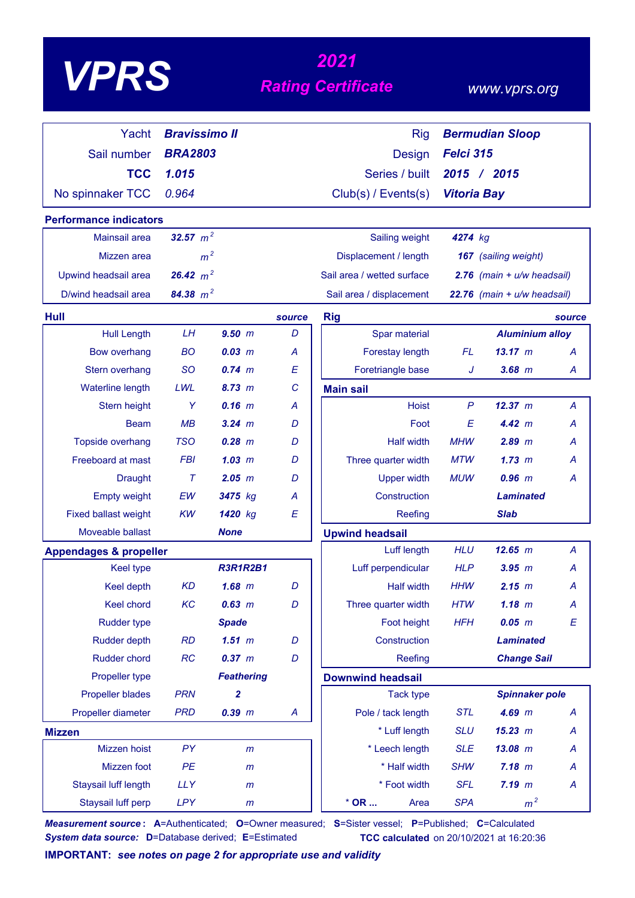# VPRS

## 2021 Rating Certificate

www.vprs.org

| | | | |
|---|---|---|---|
| Yacht | **Bravissimo II** | Rig | **Bermudian Sloop** |
| Sail number | **BRA2803** | Design | **Felci 315** |
| **TCC** | **1.015** | Series / built | **2015 / 2015** |
| No spinnaker TCC | 0.964 | Club(s) / Events(s) | **Vitoria Bay** |

### Performance indicators

| | | | |
|---|---|---|---|
| Mainsail area | **32.57** $m^2$ | Sailing weight | **4274** kg |
| Mizzen area | $m^2$ | Displacement / length | **167** (sailing weight) |
| Upwind headsail area | **26.42** $m^2$ | Sail area / wetted surface | **2.76** (main + u/w headsail) |
| D/wind headsail area | **84.38** $m^2$ | Sail area / displacement | **22.76** (main + u/w headsail) |

### Hull

| | | | source |
|---|---|---|---|
| Hull Length | LH | **9.50** m | D |
| Bow overhang | BO | **0.03** m | A |
| Stern overhang | SO | **0.74** m | E |
| Waterline length | LWL | **8.73** m | C |
| Stern height | Y | **0.16** m | A |
| Beam | MB | **3.24** m | D |
| Topside overhang | TSO | **0.28** m | D |
| Freeboard at mast | FBI | **1.03** m | D |
| Draught | T | **2.05** m | D |
| Empty weight | EW | **3475** kg | A |
| Fixed ballast weight | KW | **1420** kg | E |
| Moveable ballast | | **None** | |

### Appendages & propeller

| | | | |
|---|---|---|---|
| Keel type | | **R3R1R2B1** | |
| Keel depth | KD | **1.68** m | D |
| Keel chord | KC | **0.63** m | D |
| Rudder type | | **Spade** | |
| Rudder depth | RD | **1.51** m | D |
| Rudder chord | RC | **0.37** m | D |
| Propeller type | | **Feathering** | |
| Propeller blades | PRN | **2** | |
| Propeller diameter | PRD | **0.39** m | A |

### Mizzen

| | | | |
|---|---|---|---|
| Mizzen hoist | PY | m | |
| Mizzen foot | PE | m | |
| Staysail luff length | LLY | m | |
| Staysail luff perp | LPY | m | |

### Rig

| | | | source |
|---|---|---|---|
| Spar material | | **Aluminium alloy** | |
| Forestay length | FL | **13.17** m | A |
| Foretriangle base | J | **3.68** m | A |

### Main sail

| | | | |
|---|---|---|---|
| Hoist | P | **12.37** m | A |
| Foot | E | **4.42** m | A |
| Half width | MHW | **2.89** m | A |
| Three quarter width | MTW | **1.73** m | A |
| Upper width | MUW | **0.96** m | A |
| Construction | | **Laminated** | |
| Reefing | | **Slab** | |

### Upwind headsail

| | | | |
|---|---|---|---|
| Luff length | HLU | **12.65** m | A |
| Luff perpendicular | HLP | **3.95** m | A |
| Half width | HHW | **2.15** m | A |
| Three quarter width | HTW | **1.18** m | A |
| Foot height | HFH | **0.05** m | E |
| Construction | | **Laminated** | |
| Reefing | | **Change Sail** | |

### Downwind headsail

| | | | |
|---|---|---|---|
| Tack type | | **Spinnaker pole** | |
| Pole / tack length | STL | **4.69** m | A |
| * Luff length | SLU | **15.23** m | A |
| * Leech length | SLE | **13.08** m | A |
| * Half width | SHW | **7.18** m | A |
| * Foot width | SFL | **7.19** m | A |
| * **OR ...** Area | SPA | $m^2$ | |

***Measurement source*:** **A**=Authenticated; **O**=Owner measured; **S**=Sister vessel; **P**=Published; **C**=Calculated
***System data source:*** **D**=Database derived; **E**=Estimated

**TCC calculated** on 20/10/2021 at 16:20:36

**IMPORTANT:** ***see notes on page 2 for appropriate use and validity***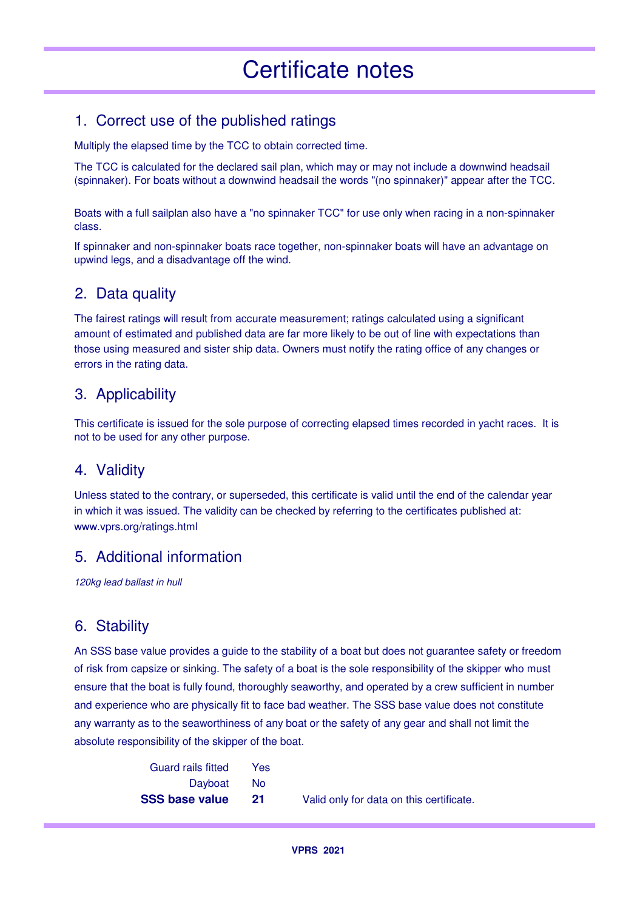# Certificate notes

## 1. Correct use of the published ratings

Multiply the elapsed time by the TCC to obtain corrected time.

The TCC is calculated for the declared sail plan, which may or may not include a downwind headsail (spinnaker). For boats without a downwind headsail the words "(no spinnaker)" appear after the TCC.

Boats with a full sailplan also have a "no spinnaker TCC" for use only when racing in a non-spinnaker class.

If spinnaker and non-spinnaker boats race together, non-spinnaker boats will have an advantage on upwind legs, and a disadvantage off the wind.

## 2. Data quality

The fairest ratings will result from accurate measurement; ratings calculated using a significant amount of estimated and published data are far more likely to be out of line with expectations than those using measured and sister ship data. Owners must notify the rating office of any changes or errors in the rating data.

## 3. Applicability

This certificate is issued for the sole purpose of correcting elapsed times recorded in yacht races. It is not to be used for any other purpose.

## 4. Validity

Unless stated to the contrary, or superseded, this certificate is valid until the end of the calendar year in which it was issued. The validity can be checked by referring to the certificates published at: www.vprs.org/ratings.html

## 5. Additional information

*120kg lead ballast in hull*

## 6. Stability

An SSS base value provides a guide to the stability of a boat but does not guarantee safety or freedom of risk from capsize or sinking. The safety of a boat is the sole responsibility of the skipper who must ensure that the boat is fully found, thoroughly seaworthy, and operated by a crew sufficient in number and experience who are physically fit to face bad weather. The SSS base value does not constitute any warranty as to the seaworthiness of any boat or the safety of any gear and shall not limit the absolute responsibility of the skipper of the boat.

| | | |
|---|---|---|
| Guard rails fitted | Yes | |
| Dayboat | No | |
| **SSS base value** | **21** | Valid only for data on this certificate. |

**VPRS 2021**